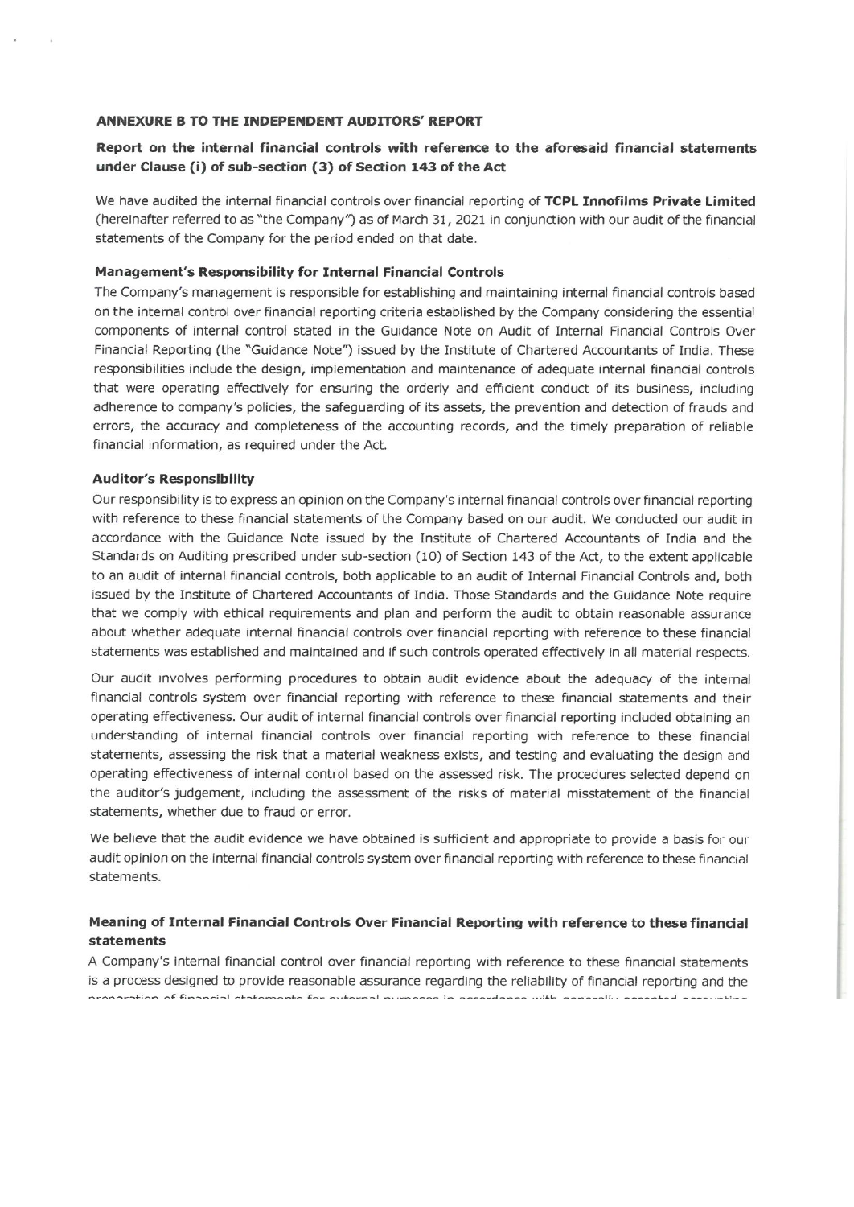**ANNEXURE B TO THE INDEPENDENT AUDITORS' REPORT**

**Report on the internal financial controls with reference to the aforesaid financial statements under Clause (i) of sub-section (3) of Section 143 of the Act**

We have audited the internal financial controls over financial reporting of **TCPL Innofilms Private Limited** (hereinafter referred to as "the Company") as of March 31, 2021 in conjunction with our audit of the financial statements of the Company for the period ended on that date.

**Management's Responsibility for Internal Financial Controls**

The Company's management is responsible for establishing and maintaining internal financial controls based on the internal control over financial reporting criteria established by the Company considering the essential components of internal control stated in the Guidance Note on Audit of Internal Financial Controls Over Financial Reporting (the "Guidance Note") issued by the Institute of Chartered Accountants of India. These responsibilities include the design, implementation and maintenance of adequate internal financial controls that were operating effectively for ensuring the orderly and efficient conduct of its business, including adherence to company's policies, the safeguarding of its assets, the prevention and detection of frauds and errors, the accuracy and completeness of the accounting records, and the timely preparation of reliable financial information, as required under the Act.

**Auditor's Responsibility**

Our responsibility is to express an opinion on the Company's internal financial controls over financial reporting with reference to these financial statements of the Company based on our audit. We conducted our audit in accordance with the Guidance Note issued by the Institute of Chartered Accountants of India and the Standards on Auditing prescribed under sub-section (10) of Section 143 of the Act, to the extent applicable to an audit of internal financial controls, both applicable to an audit of Internal Financial Controls and, both issued by the Institute of Chartered Accountants of India. Those Standards and the Guidance Note require that we comply with ethical requirements and plan and perform the audit to obtain reasonable assurance about whether adequate internal financial controls over financial reporting with reference to these financial statements was established and maintained and if such controls operated effectively in all material respects.

Our audit involves performing procedures to obtain audit evidence about the adequacy of the internal financial controls system over financial reporting with reference to these financial statements and their operating effectiveness. Our audit of internal financial controls over financial reporting included obtaining an understanding of internal financial controls over financial reporting with reference to these financial statements, assessing the risk that a material weakness exists, and testing and evaluating the design and operating effectiveness of internal control based on the assessed risk. The procedures selected depend on the auditor's judgement, including the assessment of the risks of material misstatement of the financial statements, whether due to fraud or error.

We believe that the audit evidence we have obtained is sufficient and appropriate to provide a basis for our audit opinion on the internal financial controls system over financial reporting with reference to these financial statements.

**Meaning of Internal Financial Controls Over Financial Reporting with reference to these financial statements**

A Company's internal financial control over financial reporting with reference to these financial statements is a process designed to provide reasonable assurance regarding the reliability of financial reporting and the preparation of financial statements for external purposes in accordance with generally accepted accounting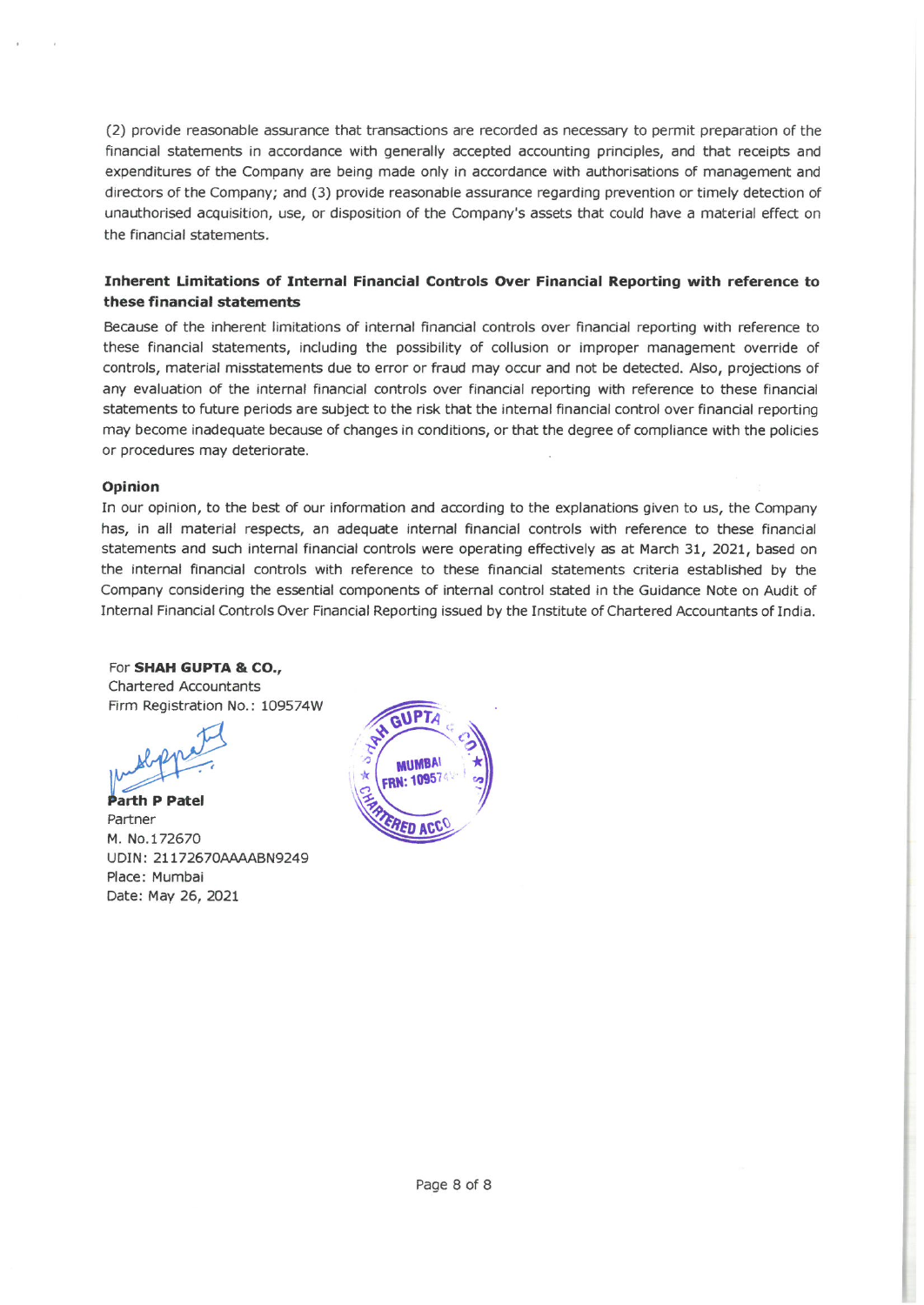(2) provide reasonable assurance that transactions are recorded as necessary to permit preparation of the financial statements in accordance with generally accepted accounting principles, and that receipts and expenditures of the Company are being made only in accordance with authorisations of management and directors of the Company; and (3) provide reasonable assurance regarding prevention or timely detection of unauthorised acquisition, use, or disposition of the Company's assets that could have a material effect on the financial statements.

**Inherent Limitations of Internal Financial Controls Over Financial Reporting with reference to these financial statements**

Because of the inherent limitations of internal financial controls over financial reporting with reference to these financial statements, including the possibility of collusion or improper management override of controls, material misstatements due to error or fraud may occur and not be detected. Also, projections of any evaluation of the internal financial controls over financial reporting with reference to these financial statements to future periods are subject to the risk that the internal financial control over financial reporting may become inadequate because of changes in conditions, or that the degree of compliance with the policies or procedures may deteriorate.

**Opinion**

In our opinion, to the best of our information and according to the explanations given to us, the Company has, in all material respects, an adequate internal financial controls with reference to these financial statements and such internal financial controls were operating effectively as at March 31, 2021, based on the internal financial controls with reference to these financial statements criteria established by the Company considering the essential components of internal control stated in the Guidance Note on Audit of Internal Financial Controls Over Financial Reporting issued by the Institute of Chartered Accountants of India.

For **SHAH GUPTA & CO.,**
Chartered Accountants
Firm Registration No.: 109574W

**Parth P Patel**
Partner
M. No.172670
UDIN: 21172670AAAABN9249
Place: Mumbai
Date: May 26, 2021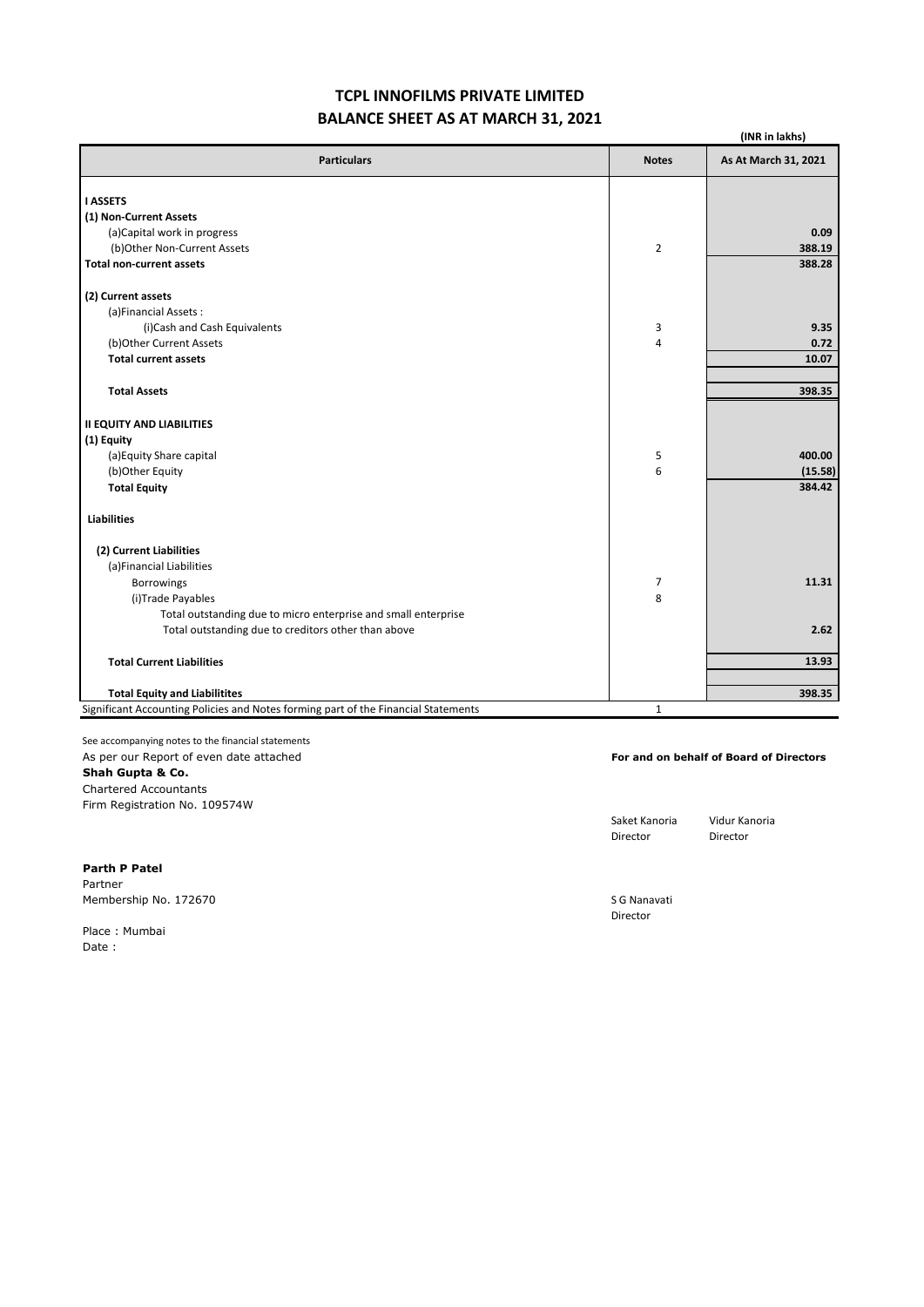# TCPL INNOFILMS PRIVATE LIMITED

## BALANCE SHEET AS AT MARCH 31, 2021

(INR in lakhs)

| Particulars | Notes | As At March 31, 2021 |
|---|---|---|
| **I ASSETS** | | |
| **(1) Non-Current Assets** | | |
| (a)Capital work in progress | | **0.09** |
| (b)Other Non-Current Assets | 2 | **388.19** |
| **Total non-current assets** | | **388.28** |
| **(2) Current assets** | | |
| (a)Financial Assets : | | |
| (i)Cash and Cash Equivalents | 3 | **9.35** |
| (b)Other Current Assets | 4 | **0.72** |
| **Total current assets** | | **10.07** |
| **Total Assets** | | **398.35** |
| **II EQUITY AND LIABILITIES** | | |
| **(1) Equity** | | |
| (a)Equity Share capital | 5 | **400.00** |
| (b)Other Equity | 6 | **(15.58)** |
| **Total Equity** | | **384.42** |
| **Liabilities** | | |
| **(2) Current Liabilities** | | |
| (a)Financial Liabilities | | |
| Borrowings | 7 | **11.31** |
| (i)Trade Payables | 8 | |
| Total outstanding due to micro enterprise and small enterprise | | |
| Total outstanding due to creditors other than above | | **2.62** |
| **Total Current Liabilities** | | **13.93** |
| **Total Equity and Liabilitites** | | **398.35** |
| Significant Accounting Policies and Notes forming part of the Financial Statements | 1 | |

See accompanying notes to the financial statements

As per our Report of even date attached

**Shah Gupta & Co.**
Chartered Accountants
Firm Registration No. 109574W

**Parth P Patel**
Partner
Membership No. 172670

Place : Mumbai
Date :

**For and on behalf of Board of Directors**

Saket Kanoria
Director

Vidur Kanoria
Director

S G Nanavati
Director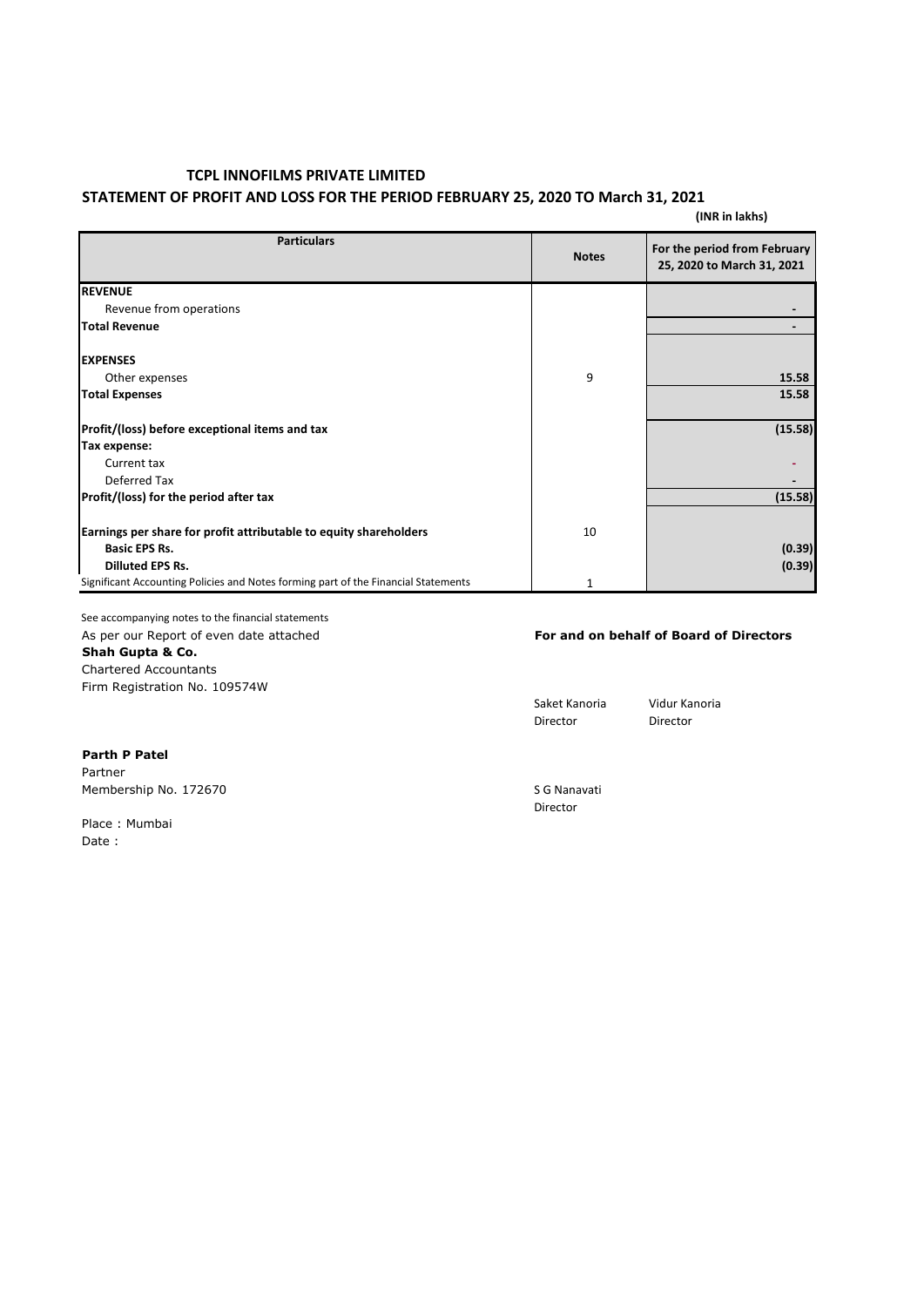# TCPL INNOFILMS PRIVATE LIMITED

## STATEMENT OF PROFIT AND LOSS FOR THE PERIOD FEBRUARY 25, 2020 TO March 31, 2021

**(INR in lakhs)**

| Particulars | Notes | For the period from February 25, 2020 to March 31, 2021 |
|---|---|---|
| **REVENUE** | | |
| Revenue from operations | | - |
| **Total Revenue** | | - |
| | | |
| **EXPENSES** | | |
| Other expenses | 9 | **15.58** |
| **Total Expenses** | | **15.58** |
| | | |
| **Profit/(loss) before exceptional items and tax** | | **(15.58)** |
| **Tax expense:** | | |
| Current tax | | - |
| Deferred Tax | | - |
| **Profit/(loss) for the period after tax** | | **(15.58)** |
| | | |
| **Earnings per share for profit attributable to equity shareholders** | 10 | |
| **Basic EPS Rs.** | | **(0.39)** |
| **Dilluted EPS Rs.** | | **(0.39)** |
| Significant Accounting Policies and Notes forming part of the Financial Statements | 1 | |

See accompanying notes to the financial statements

As per our Report of even date attached

**Shah Gupta & Co.**
Chartered Accountants
Firm Registration No. 109574W

**Parth P Patel**
Partner
Membership No. 172670

Place : Mumbai
Date :

**For and on behalf of Board of Directors**

Saket Kanoria
Director

Vidur Kanoria
Director

S G Nanavati
Director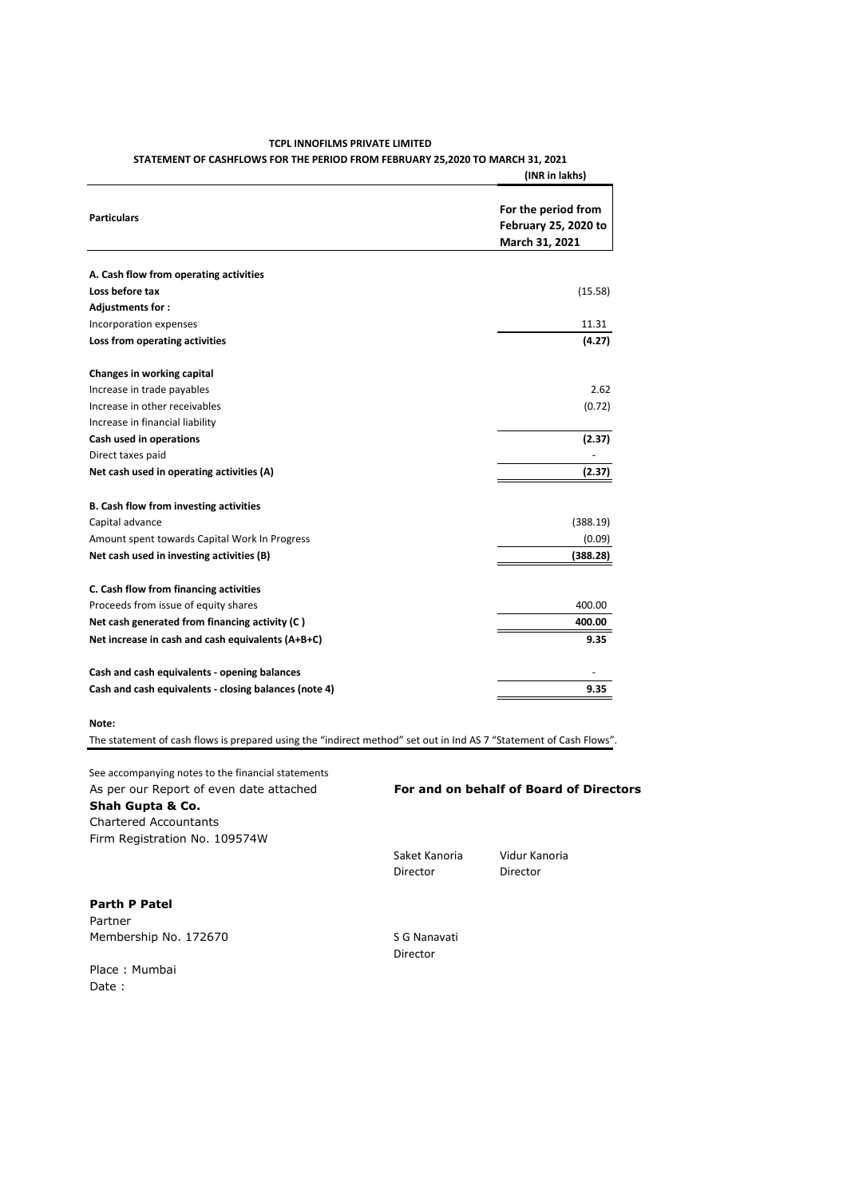**TCPL INNOFILMS PRIVATE LIMITED**

**STATEMENT OF CASHFLOWS FOR THE PERIOD FROM FEBRUARY 25,2020 TO MARCH 31, 2021**

**(INR in lakhs)**

| **Particulars** | **For the period from February 25, 2020 to March 31, 2021** |
|---|---|
| **A. Cash flow from operating activities** | |
| **Loss before tax** | (15.58) |
| **Adjustments for :** | |
| Incorporation expenses | 11.31 |
| **Loss from operating activities** | **(4.27)** |
| | |
| **Changes in working capital** | |
| Increase in trade payables | 2.62 |
| Increase in other receivables | (0.72) |
| Increase in financial liability | |
| **Cash used in operations** | **(2.37)** |
| Direct taxes paid | - |
| **Net cash used in operating activities (A)** | **(2.37)** |
| | |
| **B. Cash flow from investing activities** | |
| Capital advance | (388.19) |
| Amount spent towards Capital Work In Progress | (0.09) |
| **Net cash used in investing activities (B)** | **(388.28)** |
| | |
| **C. Cash flow from financing activities** | |
| Proceeds from issue of equity shares | 400.00 |
| **Net cash generated from financing activity (C )** | **400.00** |
| **Net increase in cash and cash equivalents (A+B+C)** | **9.35** |
| | |
| **Cash and cash equivalents - opening balances** | - |
| **Cash and cash equivalents - closing balances (note 4)** | **9.35** |

**Note:**

The statement of cash flows is prepared using the "indirect method" set out in Ind AS 7 "Statement of Cash Flows".

See accompanying notes to the financial statements

As per our Report of even date attached

**Shah Gupta & Co.**
Chartered Accountants
Firm Registration No. 109574W

**Parth P Patel**
Partner
Membership No. 172670

Place : Mumbai
Date :

**For and on behalf of Board of Directors**

Saket Kanoria
Director

Vidur Kanoria
Director

S G Nanavati
Director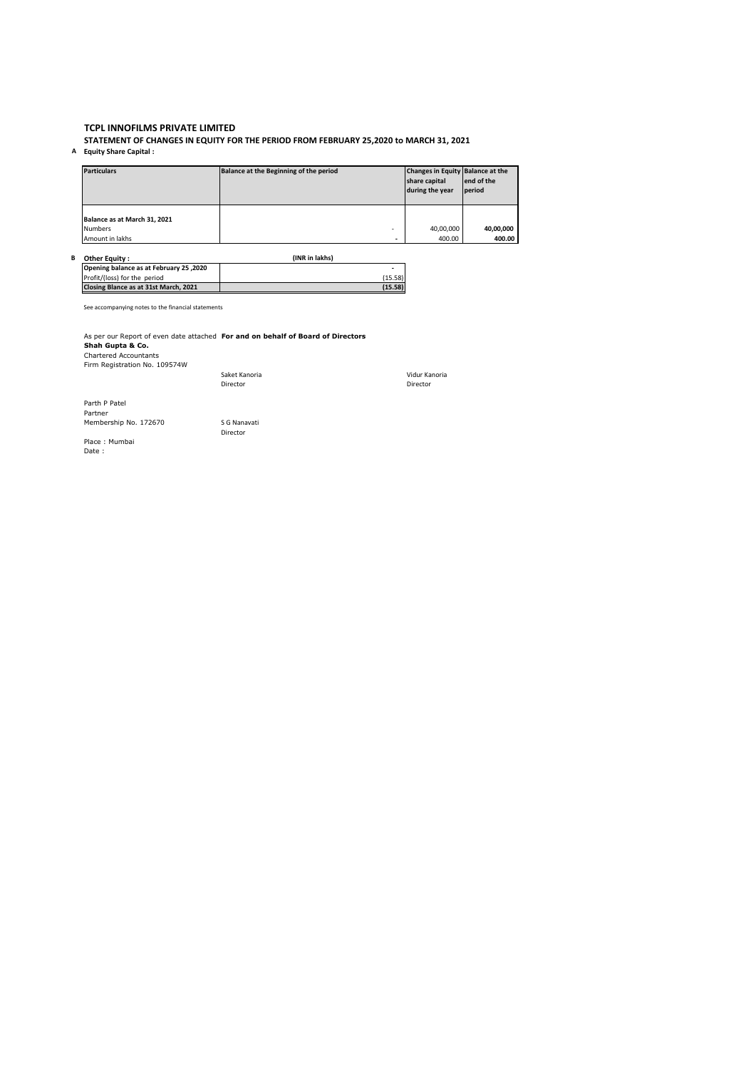# TCPL INNOFILMS PRIVATE LIMITED

## STATEMENT OF CHANGES IN EQUITY FOR THE PERIOD FROM FEBRUARY 25,2020 to MARCH 31, 2021

**A Equity Share Capital :**

| Particulars | Balance at the Beginning of the period | Changes in Equity share capital during the year | Balance at the end of the period |
|---|---|---|---|
| **Balance as at March 31, 2021** | | | |
| Numbers | - | 40,00,000 | **40,00,000** |
| Amount in lakhs | - | 400.00 | **400.00** |

**B Other Equity :**

| | (INR in lakhs) |
|---|---|
| **Opening balance as at February 25 ,2020** | - |
| Profit/(loss) for the period | (15.58) |
| **Closing Blance as at 31st March, 2021** | **(15.58)** |

See accompanying notes to the financial statements

As per our Report of even date attached **For and on behalf of Board of Directors**

**Shah Gupta & Co.**
Chartered Accountants
Firm Registration No. 109574W

Saket Kanoria
Director

Vidur Kanoria
Director

Parth P Patel
Partner
Membership No. 172670

S G Nanavati
Director

Place : Mumbai
Date :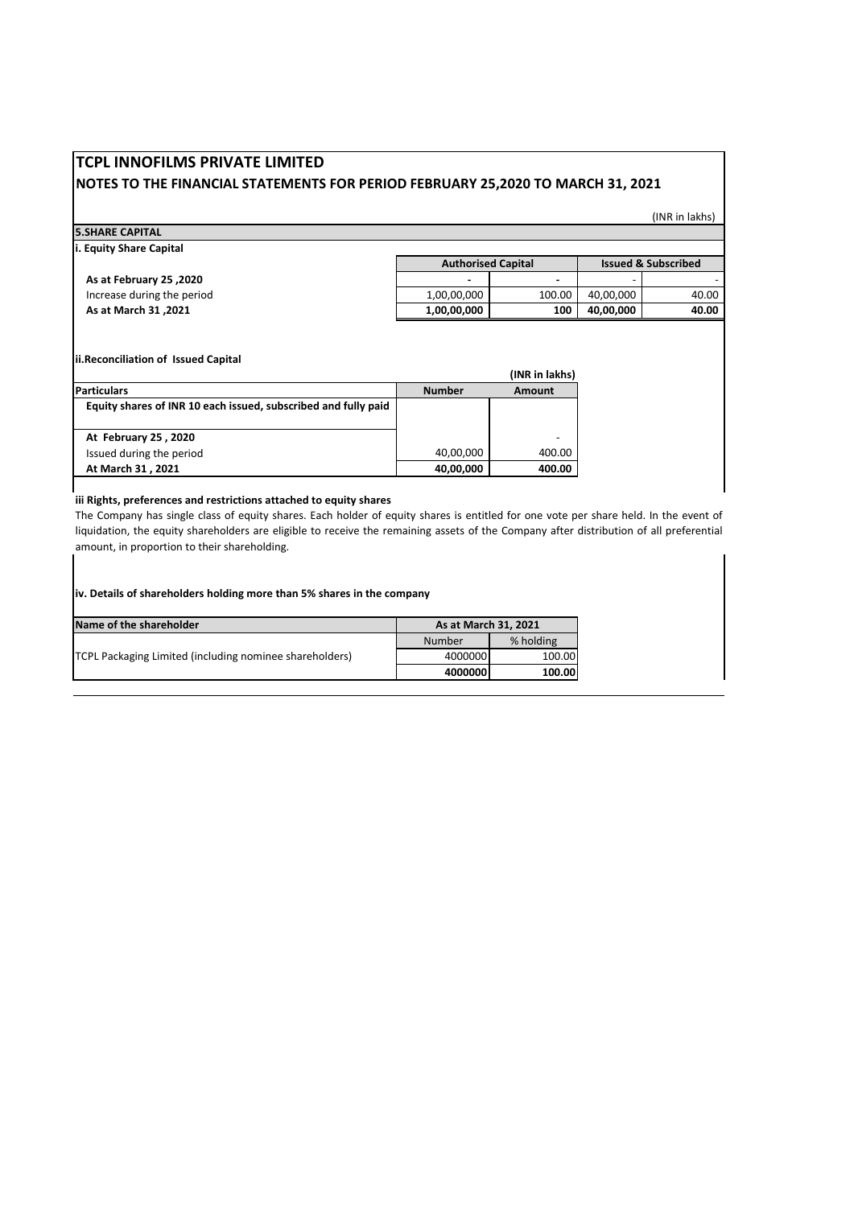# TCPL INNOFILMS PRIVATE LIMITED

## NOTES TO THE FINANCIAL STATEMENTS FOR PERIOD FEBRUARY 25,2020 TO MARCH 31, 2021

(INR in lakhs)

### 5.SHARE CAPITAL

**i. Equity Share Capital**

| | Authorised Capital | | Issued & Subscribed | |
|---|---|---|---|---|
| **As at February 25 ,2020** | **-** | **-** | - | - |
| Increase during the period | 1,00,00,000 | 100.00 | 40,00,000 | 40.00 |
| **As at March 31 ,2021** | **1,00,00,000** | **100** | **40,00,000** | **40.00** |

**ii.Reconciliation of Issued Capital**

(INR in lakhs)

| Particulars | Number | Amount |
|---|---|---|
| **Equity shares of INR 10 each issued, subscribed and fully paid** | | |
| **At February 25 , 2020** | | - |
| Issued during the period | 40,00,000 | 400.00 |
| **At March 31 , 2021** | **40,00,000** | **400.00** |

**iii Rights, preferences and restrictions attached to equity shares**

The Company has single class of equity shares. Each holder of equity shares is entitled for one vote per share held. In the event of liquidation, the equity shareholders are eligible to receive the remaining assets of the Company after distribution of all preferential amount, in proportion to their shareholding.

**iv. Details of shareholders holding more than 5% shares in the company**

| Name of the shareholder | As at March 31, 2021 | |
|---|---|---|
| | Number | % holding |
| TCPL Packaging Limited (including nominee shareholders) | 4000000 | 100.00 |
| | **4000000** | **100.00** |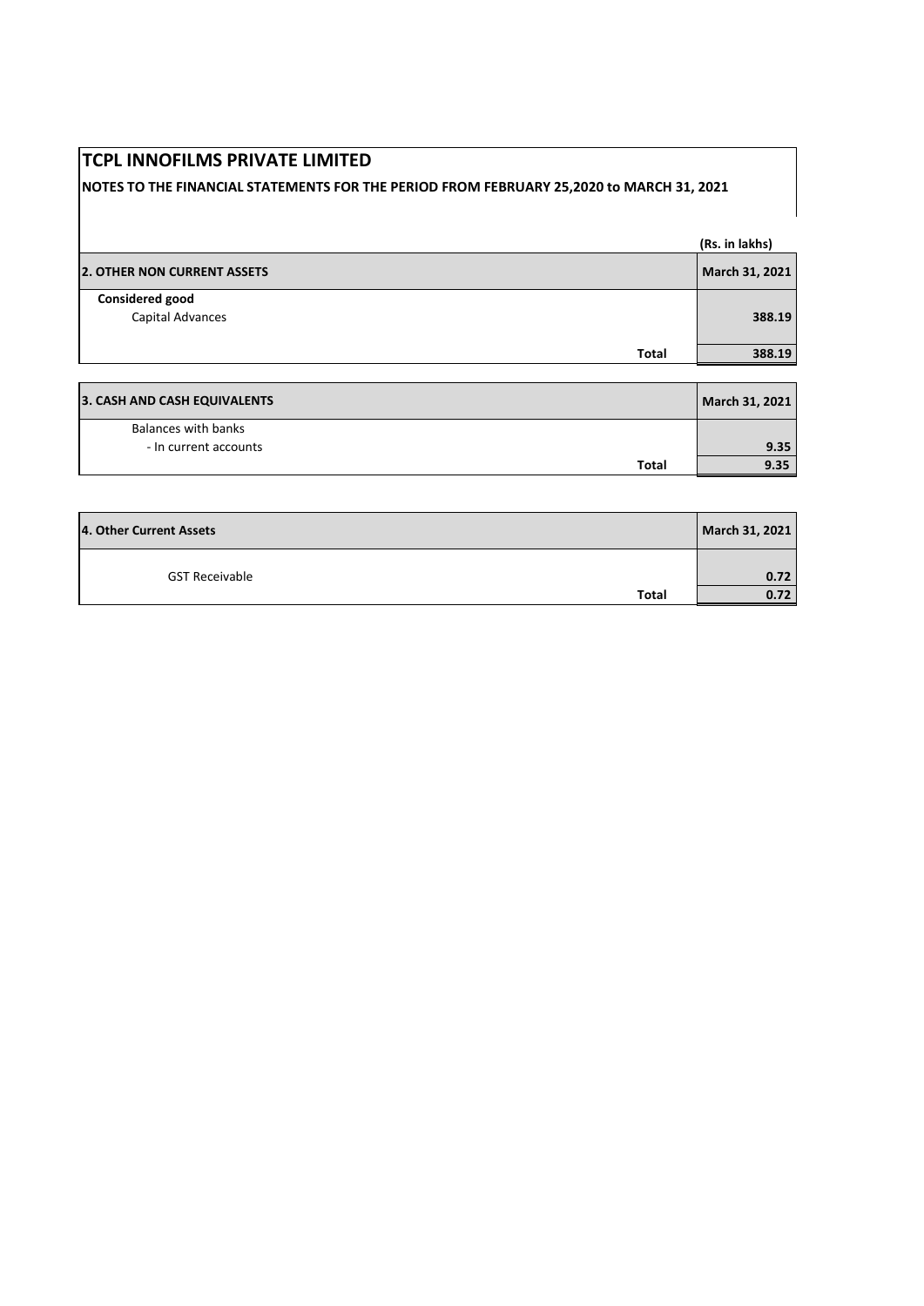# TCPL INNOFILMS PRIVATE LIMITED

**NOTES TO THE FINANCIAL STATEMENTS FOR THE PERIOD FROM FEBRUARY 25,2020 to MARCH 31, 2021**

(Rs. in lakhs)

| 2. OTHER NON CURRENT ASSETS | March 31, 2021 |
|---|---|
| **Considered good** | |
| Capital Advances | 388.19 |
| **Total** | **388.19** |

| 3. CASH AND CASH EQUIVALENTS | March 31, 2021 |
|---|---|
| Balances with banks | |
| - In current accounts | 9.35 |
| **Total** | **9.35** |

| 4. Other Current Assets | March 31, 2021 |
|---|---|
| GST Receivable | 0.72 |
| **Total** | **0.72** |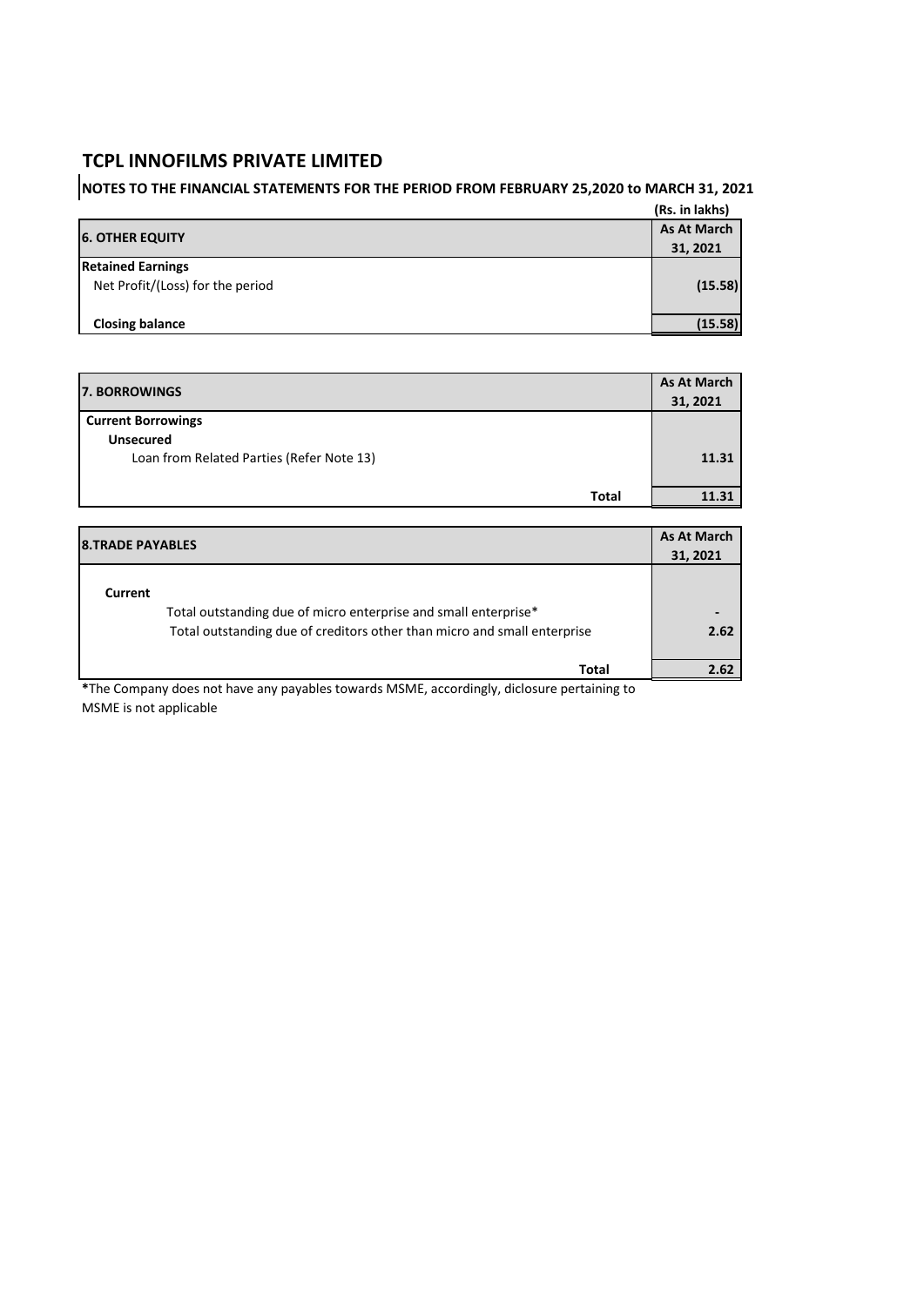# TCPL INNOFILMS PRIVATE LIMITED

## NOTES TO THE FINANCIAL STATEMENTS FOR THE PERIOD FROM FEBRUARY 25,2020 to MARCH 31, 2021

(Rs. in lakhs)

| 6. OTHER EQUITY | As At March 31, 2021 |
|---|---|
| **Retained Earnings** | |
| Net Profit/(Loss) for the period | **(15.58)** |
| **Closing balance** | **(15.58)** |

| 7. BORROWINGS | As At March 31, 2021 |
|---|---|
| **Current Borrowings** | |
| **Unsecured** | |
| Loan from Related Parties (Refer Note 13) | **11.31** |
| **Total** | **11.31** |

| 8.TRADE PAYABLES | As At March 31, 2021 |
|---|---|
| **Current** | |
| Total outstanding due of micro enterprise and small enterprise* | - |
| Total outstanding due of creditors other than micro and small enterprise | **2.62** |
| **Total** | **2.62** |

*The Company does not have any payables towards MSME, accordingly, diclosure pertaining to MSME is not applicable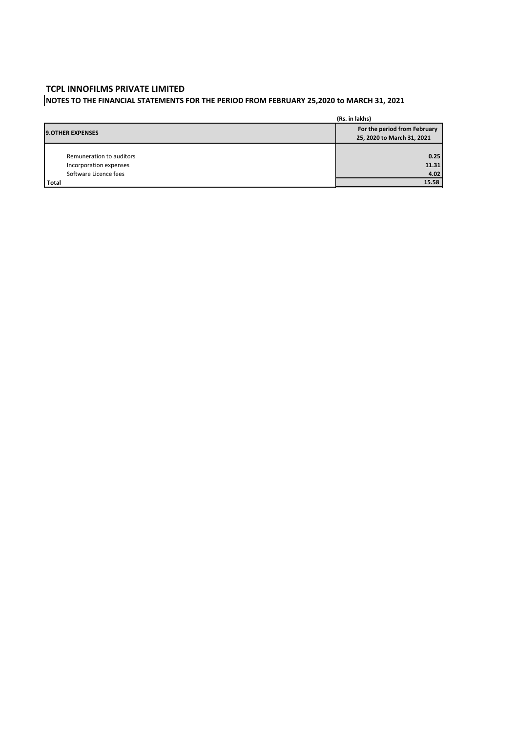# TCPL INNOFILMS PRIVATE LIMITED

## NOTES TO THE FINANCIAL STATEMENTS FOR THE PERIOD FROM FEBRUARY 25,2020 to MARCH 31, 2021

(Rs. in lakhs)

| 9.OTHER EXPENSES | For the period from February 25, 2020 to March 31, 2021 |
|---|---|
| Remuneration to auditors | 0.25 |
| Incorporation expenses | 11.31 |
| Software Licence fees | 4.02 |
| **Total** | **15.58** |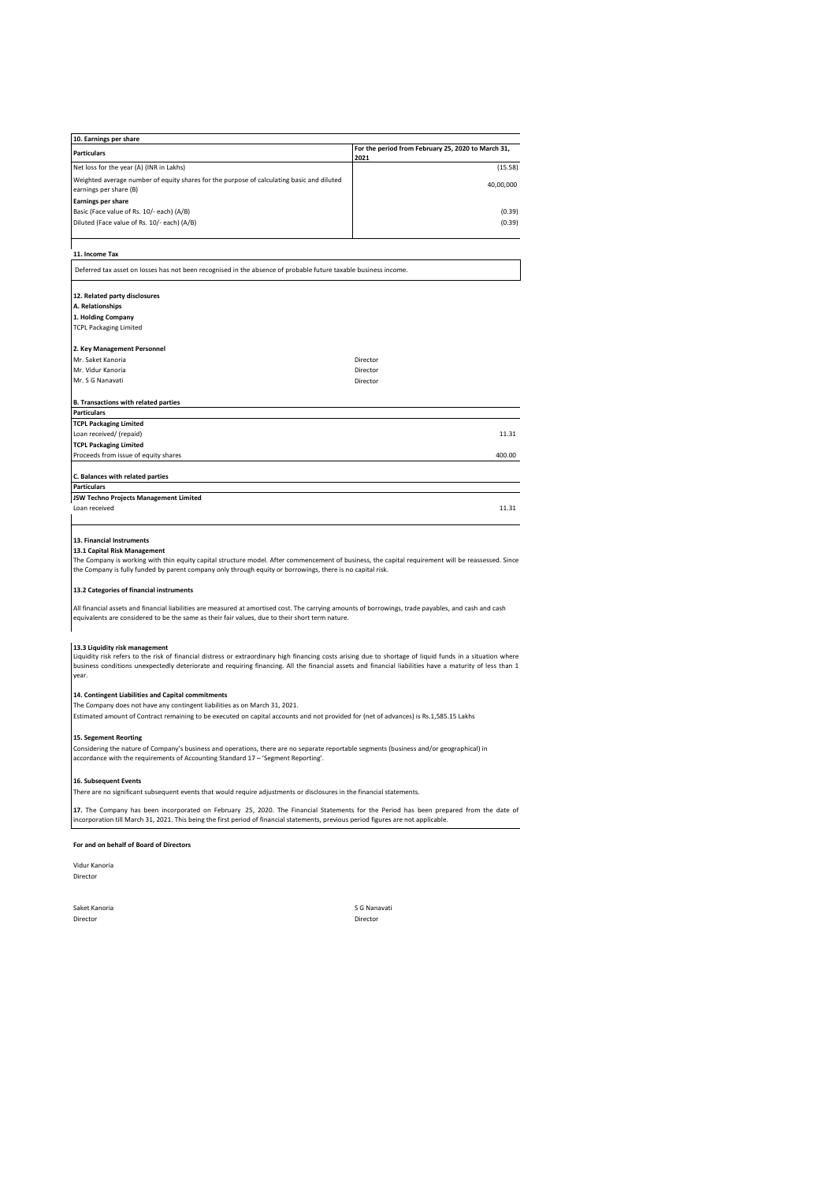### 10. Earnings per share

| Particulars | For the period from February 25, 2020 to March 31, 2021 |
|---|---|
| Net loss for the year (A) (INR in Lakhs) | (15.58) |
| Weighted average number of equity shares for the purpose of calculating basic and diluted earnings per share (B) | 40,00,000 |
| **Earnings per share** | |
| Basic (Face value of Rs. 10/- each) (A/B) | (0.39) |
| Diluted (Face value of Rs. 10/- each) (A/B) | (0.39) |

### 11. Income Tax

Deferred tax asset on losses has not been recognised in the absence of probable future taxable business income.

### 12. Related party disclosures

**A. Relationships**

**1. Holding Company**

TCPL Packaging Limited

**2. Key Management Personnel**

| | |
|---|---|
| Mr. Saket Kanoria | Director |
| Mr. Vidur Kanoria | Director |
| Mr. S G Nanavati | Director |

**B. Transactions with related parties**

| Particulars | |
|---|---|
| **TCPL Packaging Limited** | |
| Loan received/ (repaid) | 11.31 |
| **TCPL Packaging Limited** | |
| Proceeds from issue of equity shares | 400.00 |

**C. Balances with related parties**

| Particulars | |
|---|---|
| **JSW Techno Projects Management Limited** | |
| Loan received | 11.31 |

### 13. Financial Instruments

**13.1 Capital Risk Management**

The Company is working with thin equity capital structure model. After commencement of business, the capital requirement will be reassessed. Since the Company is fully funded by parent company only through equity or borrowings, there is no capital risk.

**13.2 Categories of financial instruments**

All financial assets and financial liabilities are measured at amortised cost. The carrying amounts of borrowings, trade payables, and cash and cash equivalents are considered to be the same as their fair values, due to their short term nature.

**13.3 Liquidity risk management**

Liquidity risk refers to the risk of financial distress or extraordinary high financing costs arising due to shortage of liquid funds in a situation where business conditions unexpectedly deteriorate and requiring financing. All the financial assets and financial liabilities have a maturity of less than 1 year.

### 14. Contingent Liabilities and Capital commitments

The Company does not have any contingent liabilities as on March 31, 2021.

Estimated amount of Contract remaining to be executed on capital accounts and not provided for (net of advances) is Rs.1,585.15 Lakhs

### 15. Segement Reorting

Considering the nature of Company's business and operations, there are no separate reportable segments (business and/or geographical) in accordance with the requirements of Accounting Standard 17 – 'Segment Reporting'.

### 16. Subsequent Events

There are no significant subsequent events that would require adjustments or disclosures in the financial statements.

**17.** The Company has been incorporated on February 25, 2020. The Financial Statements for the Period has been prepared from the date of incorporation till March 31, 2021. This being the first period of financial statements, previous period figures are not applicable.

**For and on behalf of Board of Directors**

Vidur Kanoria
Director

Saket Kanoria
Director

S G Nanavati
Director